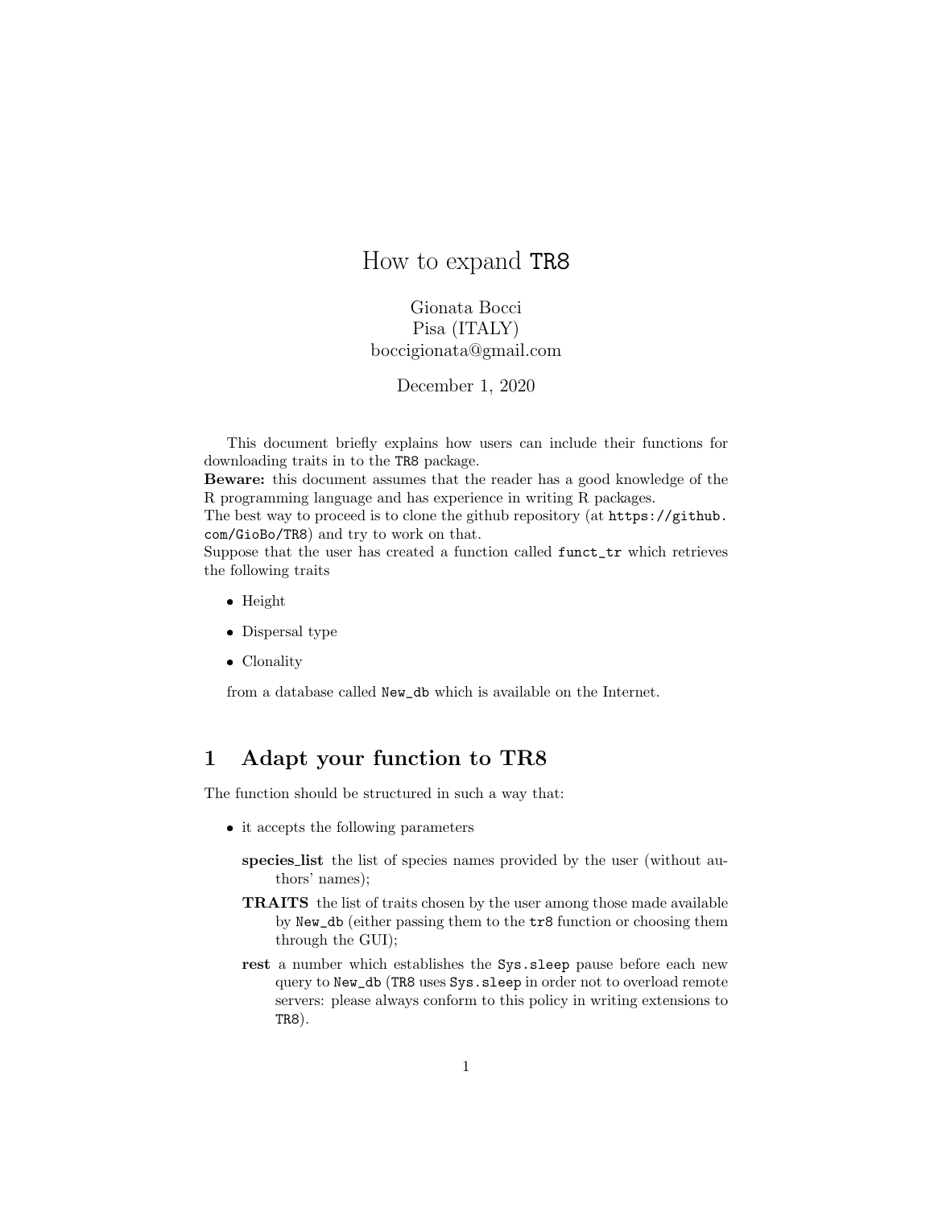# How to expand `TR8`

Gionata Bocci
Pisa (ITALY)
boccigionata@gmail.com

December 1, 2020

This document briefly explains how users can include their functions for downloading traits in to the `TR8` package.
**Beware:** this document assumes that the reader has a good knowledge of the R programming language and has experience in writing R packages.
The best way to proceed is to clone the github repository (at `https://github.com/GioBo/TR8`) and try to work on that.
Suppose that the user has created a function called `funct_tr` which retrieves the following traits

- Height
- Dispersal type
- Clonality

from a database called `New_db` which is available on the Internet.

## 1 Adapt your function to TR8

The function should be structured in such a way that:

- it accepts the following parameters

  **species_list** the list of species names provided by the user (without authors' names);

  **TRAITS** the list of traits chosen by the user among those made available by `New_db` (either passing them to the `tr8` function or choosing them through the GUI);

  **rest** a number which establishes the `Sys.sleep` pause before each new query to `New_db` (`TR8` uses `Sys.sleep` in order not to overload remote servers: please always conform to this policy in writing extensions to `TR8`).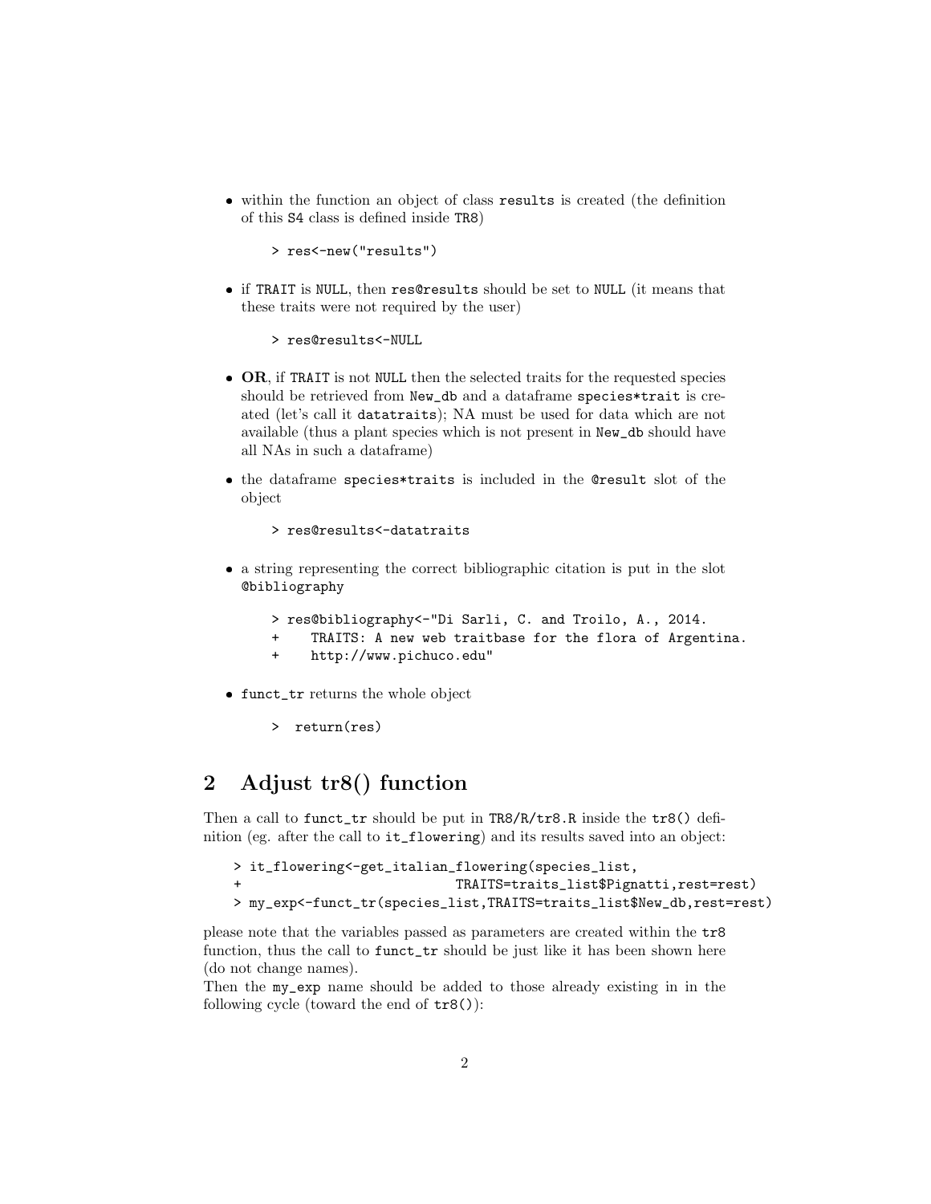- within the function an object of class `results` is created (the definition of this `S4` class is defined inside `TR8`)

```
> res<-new("results")
```

- if `TRAIT` is `NULL`, then `res@results` should be set to `NULL` (it means that these traits were not required by the user)

```
> res@results<-NULL
```

- **OR**, if `TRAIT` is not `NULL` then the selected traits for the requested species should be retrieved from `New_db` and a dataframe `species*trait` is created (let's call it `datatraits`); NA must be used for data which are not available (thus a plant species which is not present in `New_db` should have all NAs in such a dataframe)

- the dataframe `species*traits` is included in the `@result` slot of the object

```
> res@results<-datatraits
```

- a string representing the correct bibliographic citation is put in the slot `@bibliography`

```
> res@bibliography<-"Di Sarli, C. and Troilo, A., 2014.
+     TRAITS: A new web traitbase for the flora of Argentina.
+     http://www.pichuco.edu"
```

- `funct_tr` returns the whole object

```
>  return(res)
```

## 2 Adjust tr8() function

Then a call to `funct_tr` should be put in `TR8/R/tr8.R` inside the `tr8()` definition (eg. after the call to `it_flowering`) and its results saved into an object:

```
> it_flowering<-get_italian_flowering(species_list,
+                          TRAITS=traits_list$Pignatti,rest=rest)
> my_exp<-funct_tr(species_list,TRAITS=traits_list$New_db,rest=rest)
```

please note that the variables passed as parameters are created within the `tr8` function, thus the call to `funct_tr` should be just like it has been shown here (do not change names).

Then the `my_exp` name should be added to those already existing in in the following cycle (toward the end of `tr8()`):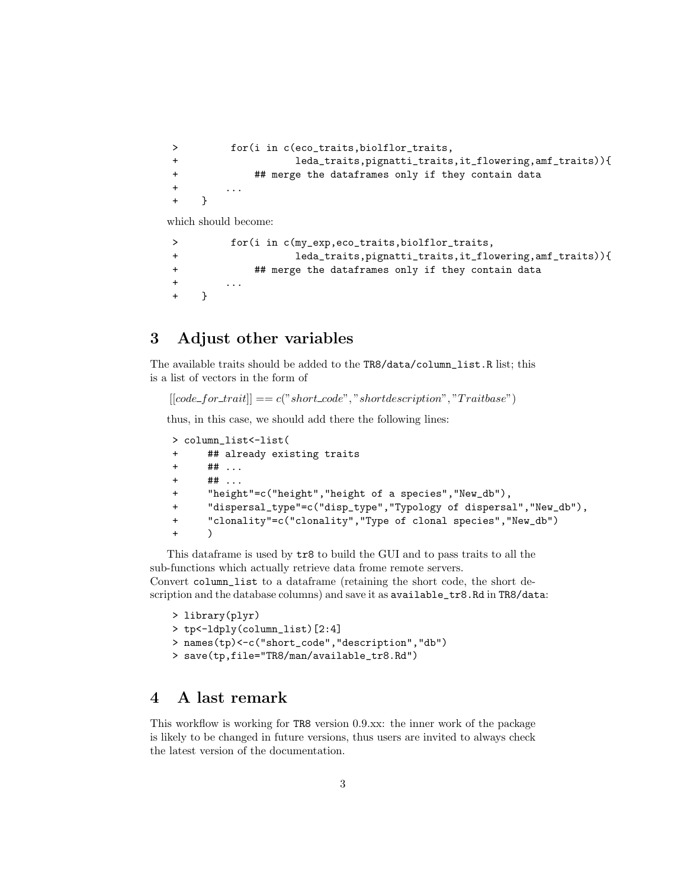```
>         for(i in c(eco_traits,biolflor_traits,
+                    leda_traits,pignatti_traits,it_flowering,amf_traits)){
+             ## merge the dataframes only if they contain data
+         ...
+    }
```

which should become:

```
>         for(i in c(my_exp,eco_traits,biolflor_traits,
+                    leda_traits,pignatti_traits,it_flowering,amf_traits)){
+             ## merge the dataframes only if they contain data
+         ...
+    }
```

## 3 Adjust other variables

The available traits should be added to the TR8/data/column_list.R list; this is a list of vectors in the form of

$$[[code\_for\_trait]] == c("short\_code", "shortdescription", "Traitbase")$$

thus, in this case, we should add there the following lines:

```
> column_list<-list(
+     ## already existing traits
+     ## ...
+     ## ...
+     "height"=c("height","height of a species","New_db"),
+     "dispersal_type"=c("disp_type","Typology of dispersal","New_db"),
+     "clonality"=c("clonality","Type of clonal species","New_db")
+     )
```

This dataframe is used by tr8 to build the GUI and to pass traits to all the sub-functions which actually retrieve data frome remote servers.
Convert column_list to a dataframe (retaining the short code, the short description and the database columns) and save it as available_tr8.Rd in TR8/data:

```
> library(plyr)
> tp<-ldply(column_list)[2:4]
> names(tp)<-c("short_code","description","db")
> save(tp,file="TR8/man/available_tr8.Rd")
```

## 4 A last remark

This workflow is working for TR8 version 0.9.xx: the inner work of the package is likely to be changed in future versions, thus users are invited to always check the latest version of the documentation.